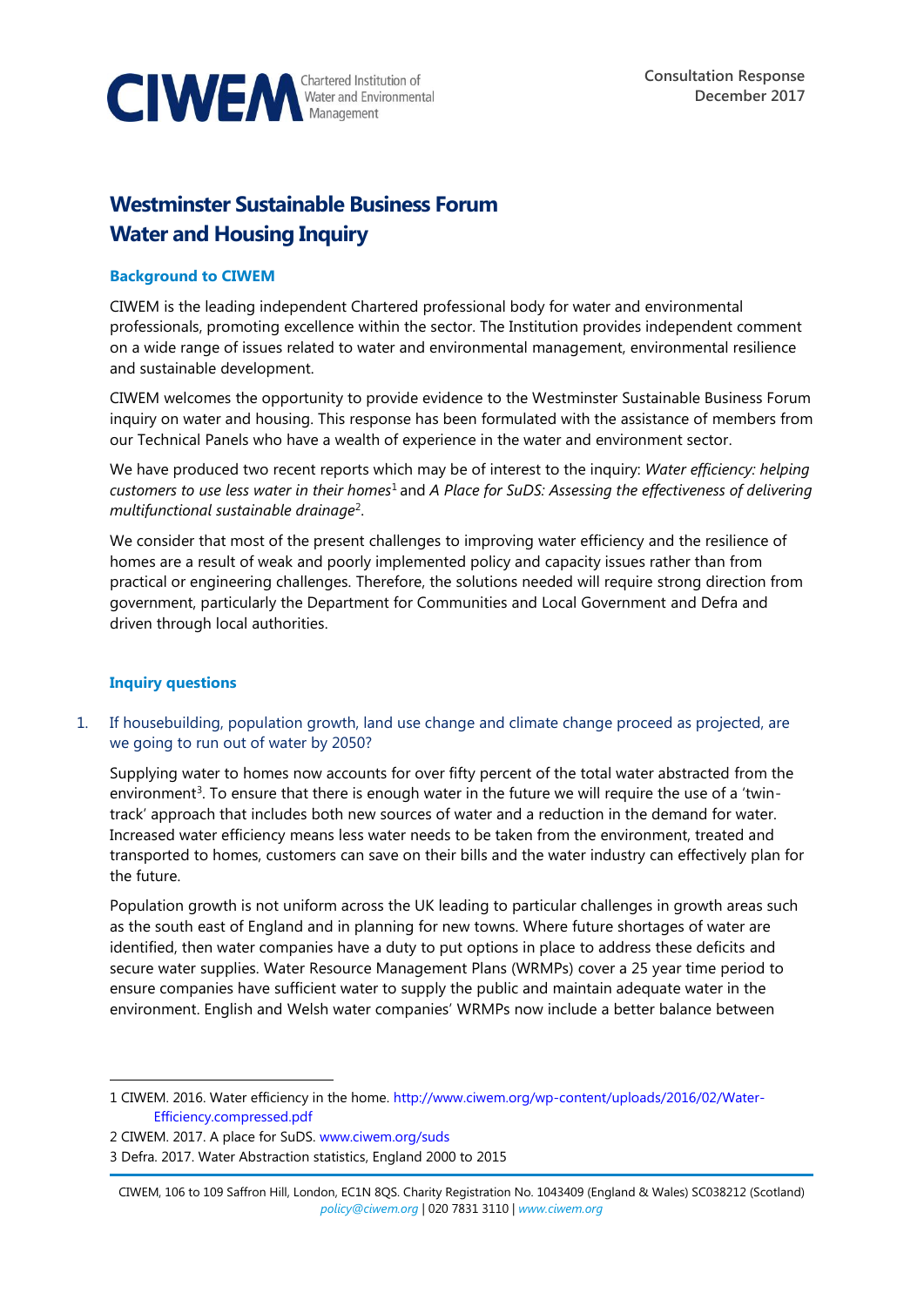CIWEM Chartered Institution of Water and Environmental Management

**Consultation Response**
**December 2017**

# Westminster Sustainable Business Forum Water and Housing Inquiry

### Background to CIWEM

CIWEM is the leading independent Chartered professional body for water and environmental professionals, promoting excellence within the sector. The Institution provides independent comment on a wide range of issues related to water and environmental management, environmental resilience and sustainable development.

CIWEM welcomes the opportunity to provide evidence to the Westminster Sustainable Business Forum inquiry on water and housing. This response has been formulated with the assistance of members from our Technical Panels who have a wealth of experience in the water and environment sector.

We have produced two recent reports which may be of interest to the inquiry: *Water efficiency: helping customers to use less water in their homes*[1] and *A Place for SuDS: Assessing the effectiveness of delivering multifunctional sustainable drainage*[2].

We consider that most of the present challenges to improving water efficiency and the resilience of homes are a result of weak and poorly implemented policy and capacity issues rather than from practical or engineering challenges. Therefore, the solutions needed will require strong direction from government, particularly the Department for Communities and Local Government and Defra and driven through local authorities.

### Inquiry questions

1. If housebuilding, population growth, land use change and climate change proceed as projected, are we going to run out of water by 2050?

Supplying water to homes now accounts for over fifty percent of the total water abstracted from the environment[3]. To ensure that there is enough water in the future we will require the use of a 'twin-track' approach that includes both new sources of water and a reduction in the demand for water. Increased water efficiency means less water needs to be taken from the environment, treated and transported to homes, customers can save on their bills and the water industry can effectively plan for the future.

Population growth is not uniform across the UK leading to particular challenges in growth areas such as the south east of England and in planning for new towns. Where future shortages of water are identified, then water companies have a duty to put options in place to address these deficits and secure water supplies. Water Resource Management Plans (WRMPs) cover a 25 year time period to ensure companies have sufficient water to supply the public and maintain adequate water in the environment. English and Welsh water companies' WRMPs now include a better balance between

---

1 CIWEM. 2016. Water efficiency in the home. http://www.ciwem.org/wp-content/uploads/2016/02/Water-Efficiency.compressed.pdf

2 CIWEM. 2017. A place for SuDS. www.ciwem.org/suds

3 Defra. 2017. Water Abstraction statistics, England 2000 to 2015

CIWEM, 106 to 109 Saffron Hill, London, EC1N 8QS. Charity Registration No. 1043409 (England & Wales) SC038212 (Scotland)
policy@ciwem.org | 020 7831 3110 | www.ciwem.org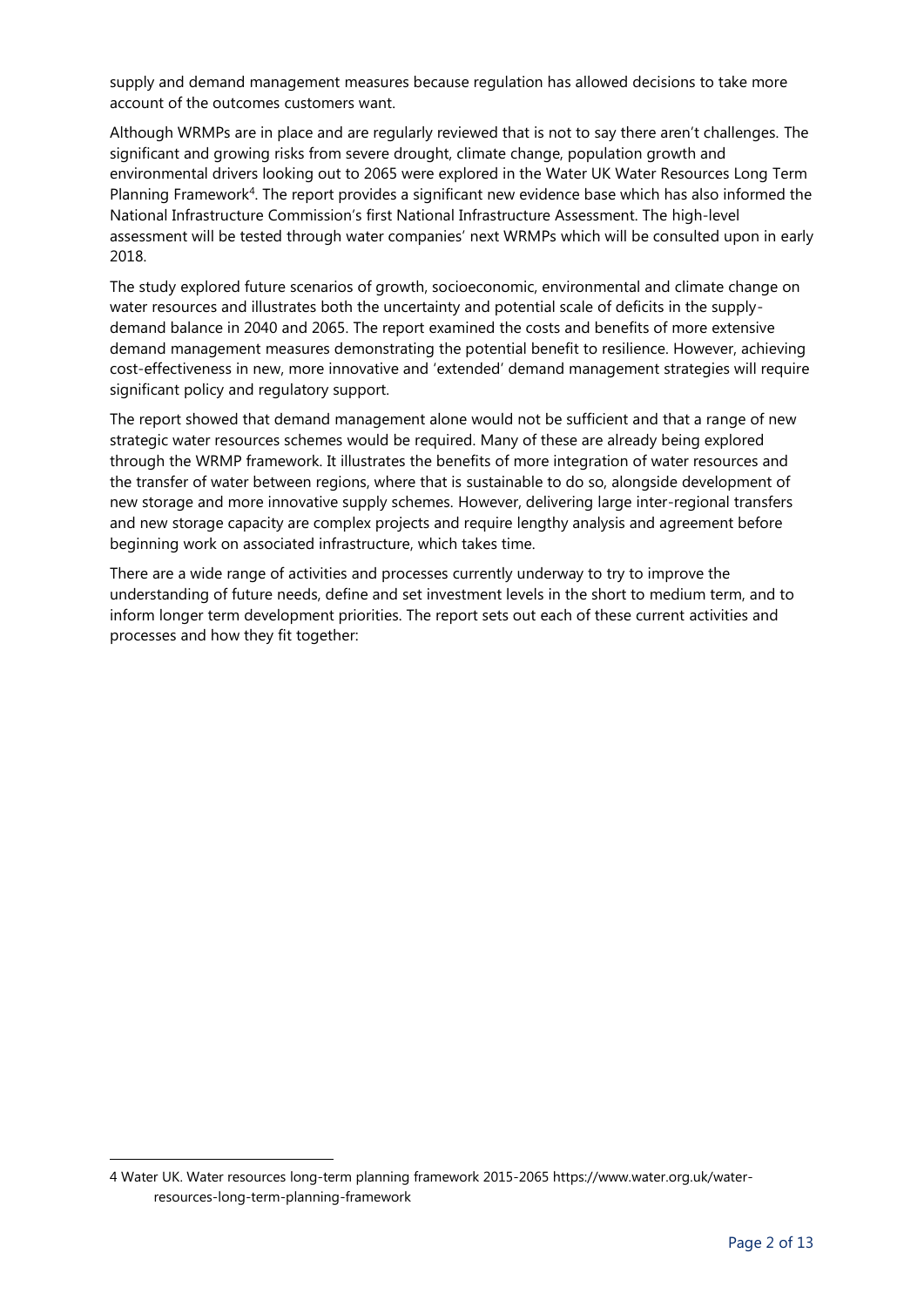supply and demand management measures because regulation has allowed decisions to take more account of the outcomes customers want.

Although WRMPs are in place and are regularly reviewed that is not to say there aren't challenges. The significant and growing risks from severe drought, climate change, population growth and environmental drivers looking out to 2065 were explored in the Water UK Water Resources Long Term Planning Framework[4]. The report provides a significant new evidence base which has also informed the National Infrastructure Commission's first National Infrastructure Assessment. The high-level assessment will be tested through water companies' next WRMPs which will be consulted upon in early 2018.

The study explored future scenarios of growth, socioeconomic, environmental and climate change on water resources and illustrates both the uncertainty and potential scale of deficits in the supply-demand balance in 2040 and 2065. The report examined the costs and benefits of more extensive demand management measures demonstrating the potential benefit to resilience. However, achieving cost-effectiveness in new, more innovative and 'extended' demand management strategies will require significant policy and regulatory support.

The report showed that demand management alone would not be sufficient and that a range of new strategic water resources schemes would be required. Many of these are already being explored through the WRMP framework. It illustrates the benefits of more integration of water resources and the transfer of water between regions, where that is sustainable to do so, alongside development of new storage and more innovative supply schemes. However, delivering large inter-regional transfers and new storage capacity are complex projects and require lengthy analysis and agreement before beginning work on associated infrastructure, which takes time.

There are a wide range of activities and processes currently underway to try to improve the understanding of future needs, define and set investment levels in the short to medium term, and to inform longer term development priorities. The report sets out each of these current activities and processes and how they fit together:

---

4 Water UK. Water resources long-term planning framework 2015-2065 https://www.water.org.uk/water-resources-long-term-planning-framework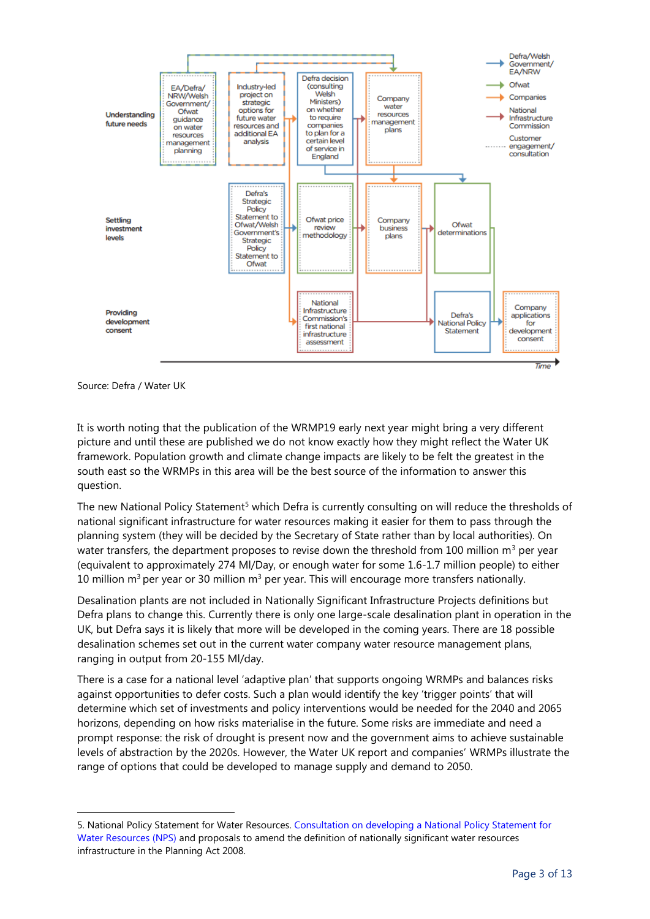Source: Defra / Water UK

It is worth noting that the publication of the WRMP19 early next year might bring a very different picture and until these are published we do not know exactly how they might reflect the Water UK framework. Population growth and climate change impacts are likely to be felt the greatest in the south east so the WRMPs in this area will be the best source of the information to answer this question.

The new National Policy Statement[5] which Defra is currently consulting on will reduce the thresholds of national significant infrastructure for water resources making it easier for them to pass through the planning system (they will be decided by the Secretary of State rather than by local authorities). On water transfers, the department proposes to revise down the threshold from 100 million $m^3$ per year (equivalent to approximately 274 Ml/Day, or enough water for some 1.6-1.7 million people) to either 10 million $m^3$ per year or 30 million $m^3$ per year. This will encourage more transfers nationally.

Desalination plants are not included in Nationally Significant Infrastructure Projects definitions but Defra plans to change this. Currently there is only one large-scale desalination plant in operation in the UK, but Defra says it is likely that more will be developed in the coming years. There are 18 possible desalination schemes set out in the current water company water resource management plans, ranging in output from 20-155 Ml/day.

There is a case for a national level 'adaptive plan' that supports ongoing WRMPs and balances risks against opportunities to defer costs. Such a plan would identify the key 'trigger points' that will determine which set of investments and policy interventions would be needed for the 2040 and 2065 horizons, depending on how risks materialise in the future. Some risks are immediate and need a prompt response: the risk of drought is present now and the government aims to achieve sustainable levels of abstraction by the 2020s. However, the Water UK report and companies' WRMPs illustrate the range of options that could be developed to manage supply and demand to 2050.

---

5. National Policy Statement for Water Resources. Consultation on developing a National Policy Statement for Water Resources (NPS) and proposals to amend the definition of nationally significant water resources infrastructure in the Planning Act 2008.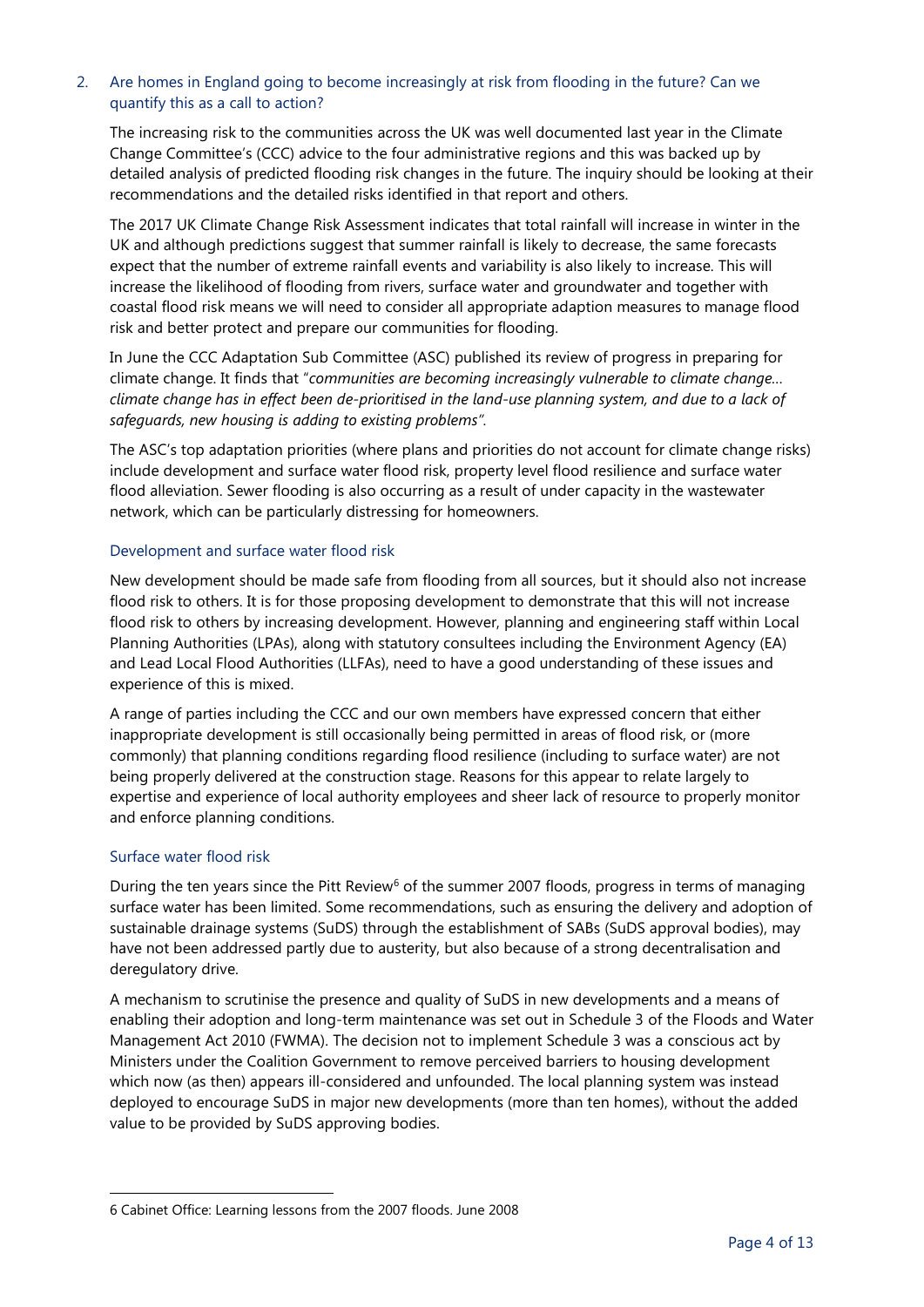## 2. Are homes in England going to become increasingly at risk from flooding in the future? Can we quantify this as a call to action?

The increasing risk to the communities across the UK was well documented last year in the Climate Change Committee's (CCC) advice to the four administrative regions and this was backed up by detailed analysis of predicted flooding risk changes in the future. The inquiry should be looking at their recommendations and the detailed risks identified in that report and others.

The 2017 UK Climate Change Risk Assessment indicates that total rainfall will increase in winter in the UK and although predictions suggest that summer rainfall is likely to decrease, the same forecasts expect that the number of extreme rainfall events and variability is also likely to increase. This will increase the likelihood of flooding from rivers, surface water and groundwater and together with coastal flood risk means we will need to consider all appropriate adaption measures to manage flood risk and better protect and prepare our communities for flooding.

In June the CCC Adaptation Sub Committee (ASC) published its review of progress in preparing for climate change. It finds that "*communities are becoming increasingly vulnerable to climate change… climate change has in effect been de-prioritised in the land-use planning system, and due to a lack of safeguards, new housing is adding to existing problems*".

The ASC's top adaptation priorities (where plans and priorities do not account for climate change risks) include development and surface water flood risk, property level flood resilience and surface water flood alleviation. Sewer flooding is also occurring as a result of under capacity in the wastewater network, which can be particularly distressing for homeowners.

### Development and surface water flood risk

New development should be made safe from flooding from all sources, but it should also not increase flood risk to others. It is for those proposing development to demonstrate that this will not increase flood risk to others by increasing development. However, planning and engineering staff within Local Planning Authorities (LPAs), along with statutory consultees including the Environment Agency (EA) and Lead Local Flood Authorities (LLFAs), need to have a good understanding of these issues and experience of this is mixed.

A range of parties including the CCC and our own members have expressed concern that either inappropriate development is still occasionally being permitted in areas of flood risk, or (more commonly) that planning conditions regarding flood resilience (including to surface water) are not being properly delivered at the construction stage. Reasons for this appear to relate largely to expertise and experience of local authority employees and sheer lack of resource to properly monitor and enforce planning conditions.

### Surface water flood risk

During the ten years since the Pitt Review[6] of the summer 2007 floods, progress in terms of managing surface water has been limited. Some recommendations, such as ensuring the delivery and adoption of sustainable drainage systems (SuDS) through the establishment of SABs (SuDS approval bodies), may have not been addressed partly due to austerity, but also because of a strong decentralisation and deregulatory drive.

A mechanism to scrutinise the presence and quality of SuDS in new developments and a means of enabling their adoption and long-term maintenance was set out in Schedule 3 of the Floods and Water Management Act 2010 (FWMA). The decision not to implement Schedule 3 was a conscious act by Ministers under the Coalition Government to remove perceived barriers to housing development which now (as then) appears ill-considered and unfounded. The local planning system was instead deployed to encourage SuDS in major new developments (more than ten homes), without the added value to be provided by SuDS approving bodies.

---

6 Cabinet Office: Learning lessons from the 2007 floods. June 2008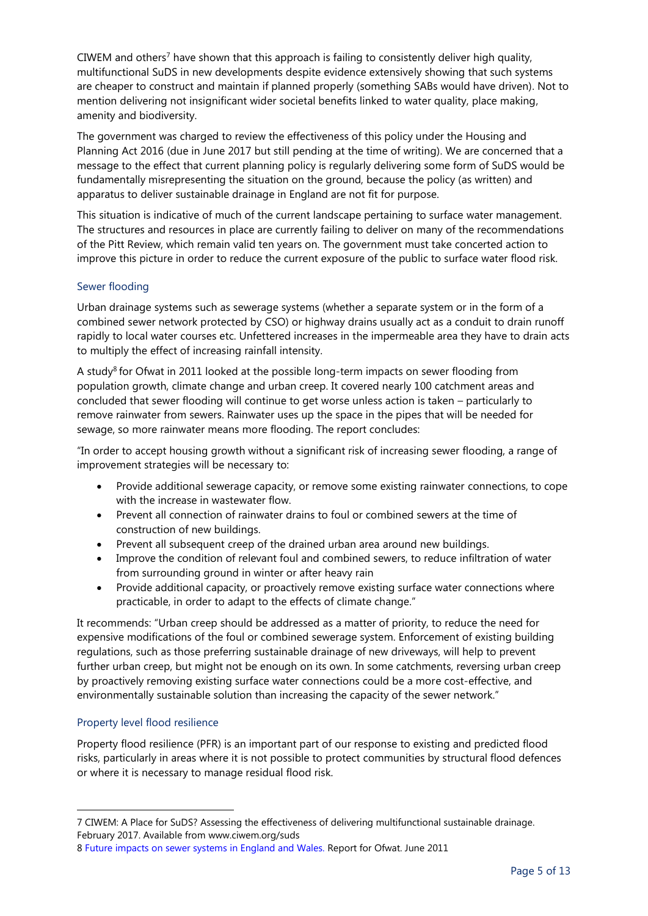CIWEM and others[7] have shown that this approach is failing to consistently deliver high quality, multifunctional SuDS in new developments despite evidence extensively showing that such systems are cheaper to construct and maintain if planned properly (something SABs would have driven). Not to mention delivering not insignificant wider societal benefits linked to water quality, place making, amenity and biodiversity.

The government was charged to review the effectiveness of this policy under the Housing and Planning Act 2016 (due in June 2017 but still pending at the time of writing). We are concerned that a message to the effect that current planning policy is regularly delivering some form of SuDS would be fundamentally misrepresenting the situation on the ground, because the policy (as written) and apparatus to deliver sustainable drainage in England are not fit for purpose.

This situation is indicative of much of the current landscape pertaining to surface water management. The structures and resources in place are currently failing to deliver on many of the recommendations of the Pitt Review, which remain valid ten years on. The government must take concerted action to improve this picture in order to reduce the current exposure of the public to surface water flood risk.

### Sewer flooding

Urban drainage systems such as sewerage systems (whether a separate system or in the form of a combined sewer network protected by CSO) or highway drains usually act as a conduit to drain runoff rapidly to local water courses etc. Unfettered increases in the impermeable area they have to drain acts to multiply the effect of increasing rainfall intensity.

A study[8] for Ofwat in 2011 looked at the possible long-term impacts on sewer flooding from population growth, climate change and urban creep. It covered nearly 100 catchment areas and concluded that sewer flooding will continue to get worse unless action is taken – particularly to remove rainwater from sewers. Rainwater uses up the space in the pipes that will be needed for sewage, so more rainwater means more flooding. The report concludes:

"In order to accept housing growth without a significant risk of increasing sewer flooding, a range of improvement strategies will be necessary to:

- Provide additional sewerage capacity, or remove some existing rainwater connections, to cope with the increase in wastewater flow.
- Prevent all connection of rainwater drains to foul or combined sewers at the time of construction of new buildings.
- Prevent all subsequent creep of the drained urban area around new buildings.
- Improve the condition of relevant foul and combined sewers, to reduce infiltration of water from surrounding ground in winter or after heavy rain
- Provide additional capacity, or proactively remove existing surface water connections where practicable, in order to adapt to the effects of climate change."

It recommends: "Urban creep should be addressed as a matter of priority, to reduce the need for expensive modifications of the foul or combined sewerage system. Enforcement of existing building regulations, such as those preferring sustainable drainage of new driveways, will help to prevent further urban creep, but might not be enough on its own. In some catchments, reversing urban creep by proactively removing existing surface water connections could be a more cost-effective, and environmentally sustainable solution than increasing the capacity of the sewer network."

### Property level flood resilience

Property flood resilience (PFR) is an important part of our response to existing and predicted flood risks, particularly in areas where it is not possible to protect communities by structural flood defences or where it is necessary to manage residual flood risk.

---

7 CIWEM: A Place for SuDS? Assessing the effectiveness of delivering multifunctional sustainable drainage. February 2017. Available from www.ciwem.org/suds

8 Future impacts on sewer systems in England and Wales. Report for Ofwat. June 2011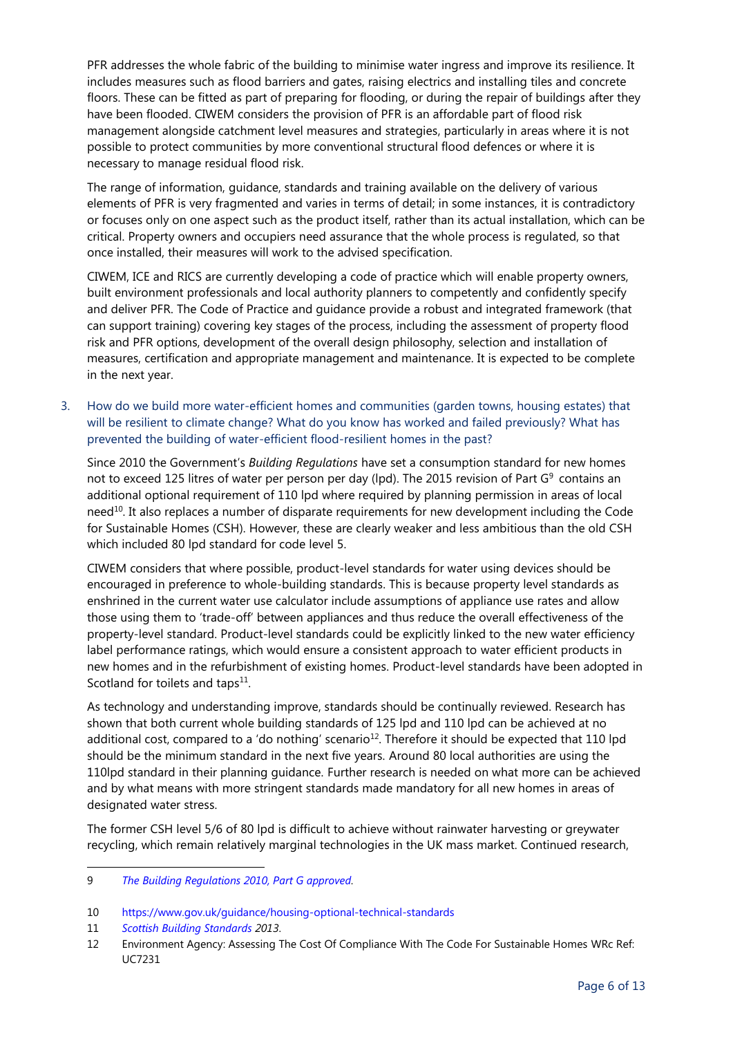PFR addresses the whole fabric of the building to minimise water ingress and improve its resilience. It includes measures such as flood barriers and gates, raising electrics and installing tiles and concrete floors. These can be fitted as part of preparing for flooding, or during the repair of buildings after they have been flooded. CIWEM considers the provision of PFR is an affordable part of flood risk management alongside catchment level measures and strategies, particularly in areas where it is not possible to protect communities by more conventional structural flood defences or where it is necessary to manage residual flood risk.

The range of information, guidance, standards and training available on the delivery of various elements of PFR is very fragmented and varies in terms of detail; in some instances, it is contradictory or focuses only on one aspect such as the product itself, rather than its actual installation, which can be critical. Property owners and occupiers need assurance that the whole process is regulated, so that once installed, their measures will work to the advised specification.

CIWEM, ICE and RICS are currently developing a code of practice which will enable property owners, built environment professionals and local authority planners to competently and confidently specify and deliver PFR. The Code of Practice and guidance provide a robust and integrated framework (that can support training) covering key stages of the process, including the assessment of property flood risk and PFR options, development of the overall design philosophy, selection and installation of measures, certification and appropriate management and maintenance. It is expected to be complete in the next year.

3. How do we build more water-efficient homes and communities (garden towns, housing estates) that will be resilient to climate change? What do you know has worked and failed previously? What has prevented the building of water-efficient flood-resilient homes in the past?

Since 2010 the Government's *Building Regulations* have set a consumption standard for new homes not to exceed 125 litres of water per person per day (lpd). The 2015 revision of Part G[9] contains an additional optional requirement of 110 lpd where required by planning permission in areas of local need[10]. It also replaces a number of disparate requirements for new development including the Code for Sustainable Homes (CSH). However, these are clearly weaker and less ambitious than the old CSH which included 80 lpd standard for code level 5.

CIWEM considers that where possible, product-level standards for water using devices should be encouraged in preference to whole-building standards. This is because property level standards as enshrined in the current water use calculator include assumptions of appliance use rates and allow those using them to 'trade-off' between appliances and thus reduce the overall effectiveness of the property-level standard. Product-level standards could be explicitly linked to the new water efficiency label performance ratings, which would ensure a consistent approach to water efficient products in new homes and in the refurbishment of existing homes. Product-level standards have been adopted in Scotland for toilets and taps[11].

As technology and understanding improve, standards should be continually reviewed. Research has shown that both current whole building standards of 125 lpd and 110 lpd can be achieved at no additional cost, compared to a 'do nothing' scenario[12]. Therefore it should be expected that 110 lpd should be the minimum standard in the next five years. Around 80 local authorities are using the 110lpd standard in their planning guidance. Further research is needed on what more can be achieved and by what means with more stringent standards made mandatory for all new homes in areas of designated water stress.

The former CSH level 5/6 of 80 lpd is difficult to achieve without rainwater harvesting or greywater recycling, which remain relatively marginal technologies in the UK mass market. Continued research,

---

9 *The Building Regulations 2010, Part G approved.*

10 https://www.gov.uk/guidance/housing-optional-technical-standards

11 *Scottish Building Standards 2013.*

12 Environment Agency: Assessing The Cost Of Compliance With The Code For Sustainable Homes WRc Ref: UC7231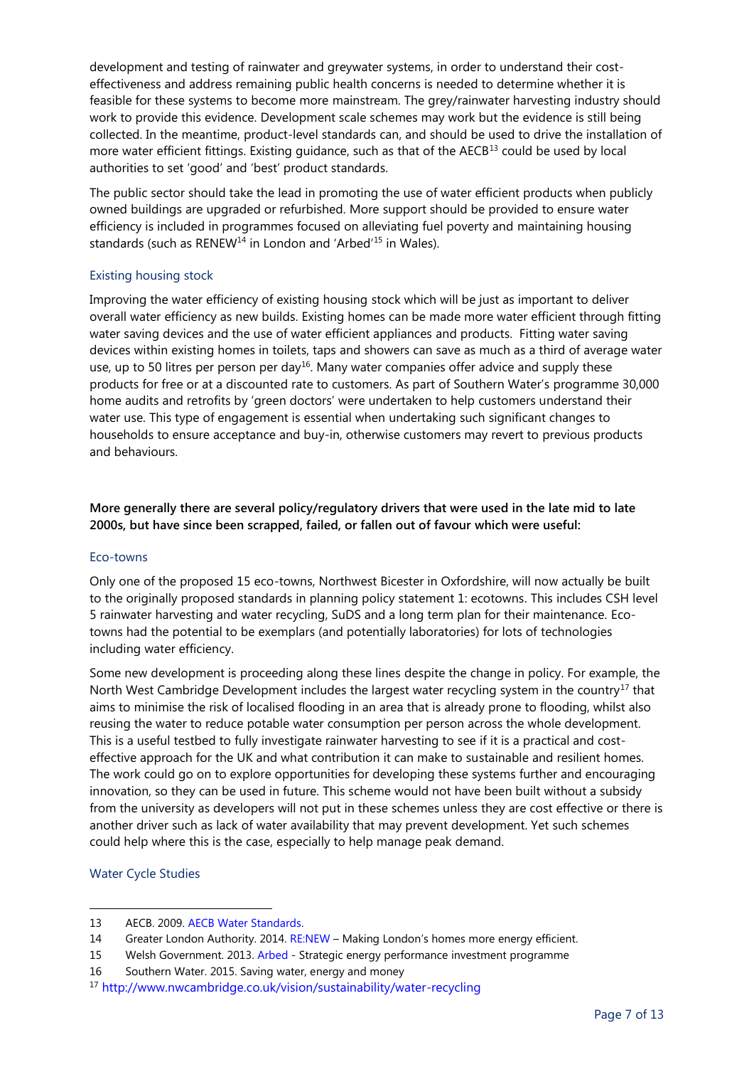development and testing of rainwater and greywater systems, in order to understand their cost-effectiveness and address remaining public health concerns is needed to determine whether it is feasible for these systems to become more mainstream. The grey/rainwater harvesting industry should work to provide this evidence. Development scale schemes may work but the evidence is still being collected. In the meantime, product-level standards can, and should be used to drive the installation of more water efficient fittings. Existing guidance, such as that of the AECB[13] could be used by local authorities to set 'good' and 'best' product standards.

The public sector should take the lead in promoting the use of water efficient products when publicly owned buildings are upgraded or refurbished. More support should be provided to ensure water efficiency is included in programmes focused on alleviating fuel poverty and maintaining housing standards (such as RENEW[14] in London and 'Arbed'[15] in Wales).

### Existing housing stock

Improving the water efficiency of existing housing stock which will be just as important to deliver overall water efficiency as new builds. Existing homes can be made more water efficient through fitting water saving devices and the use of water efficient appliances and products. Fitting water saving devices within existing homes in toilets, taps and showers can save as much as a third of average water use, up to 50 litres per person per day[16]. Many water companies offer advice and supply these products for free or at a discounted rate to customers. As part of Southern Water's programme 30,000 home audits and retrofits by 'green doctors' were undertaken to help customers understand their water use. This type of engagement is essential when undertaking such significant changes to households to ensure acceptance and buy-in, otherwise customers may revert to previous products and behaviours.

**More generally there are several policy/regulatory drivers that were used in the late mid to late 2000s, but have since been scrapped, failed, or fallen out of favour which were useful:**

### Eco-towns

Only one of the proposed 15 eco-towns, Northwest Bicester in Oxfordshire, will now actually be built to the originally proposed standards in planning policy statement 1: ecotowns. This includes CSH level 5 rainwater harvesting and water recycling, SuDS and a long term plan for their maintenance. Eco-towns had the potential to be exemplars (and potentially laboratories) for lots of technologies including water efficiency.

Some new development is proceeding along these lines despite the change in policy. For example, the North West Cambridge Development includes the largest water recycling system in the country[17] that aims to minimise the risk of localised flooding in an area that is already prone to flooding, whilst also reusing the water to reduce potable water consumption per person across the whole development. This is a useful testbed to fully investigate rainwater harvesting to see if it is a practical and cost-effective approach for the UK and what contribution it can make to sustainable and resilient homes. The work could go on to explore opportunities for developing these systems further and encouraging innovation, so they can be used in future. This scheme would not have been built without a subsidy from the university as developers will not put in these schemes unless they are cost effective or there is another driver such as lack of water availability that may prevent development. Yet such schemes could help where this is the case, especially to help manage peak demand.

### Water Cycle Studies

---

13 AECB. 2009. AECB Water Standards.

14 Greater London Authority. 2014. RE:NEW – Making London's homes more energy efficient.

15 Welsh Government. 2013. Arbed - Strategic energy performance investment programme

16 Southern Water. 2015. Saving water, energy and money

17 http://www.nwcambridge.co.uk/vision/sustainability/water-recycling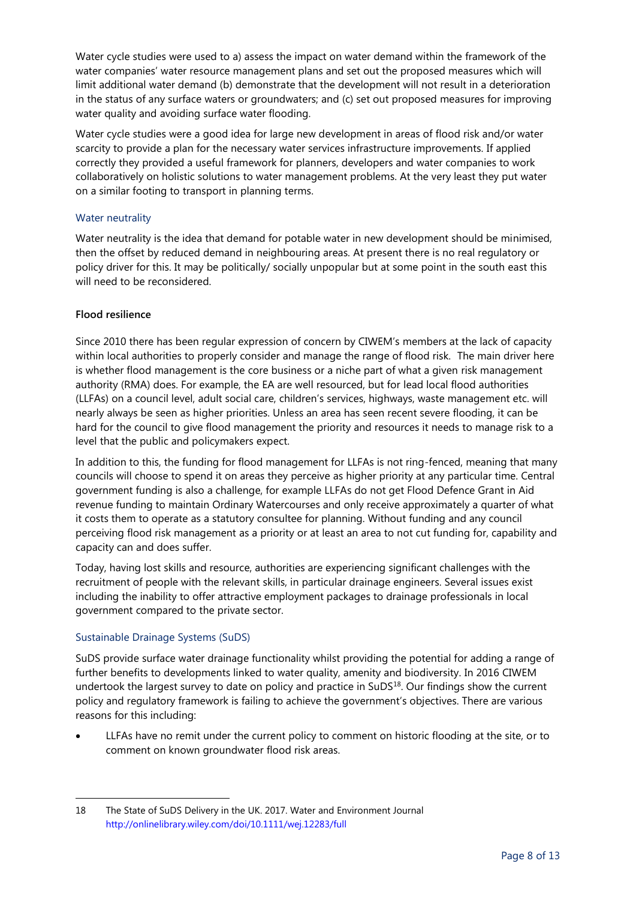Water cycle studies were used to a) assess the impact on water demand within the framework of the water companies' water resource management plans and set out the proposed measures which will limit additional water demand (b) demonstrate that the development will not result in a deterioration in the status of any surface waters or groundwaters; and (c) set out proposed measures for improving water quality and avoiding surface water flooding.

Water cycle studies were a good idea for large new development in areas of flood risk and/or water scarcity to provide a plan for the necessary water services infrastructure improvements. If applied correctly they provided a useful framework for planners, developers and water companies to work collaboratively on holistic solutions to water management problems. At the very least they put water on a similar footing to transport in planning terms.

### Water neutrality

Water neutrality is the idea that demand for potable water in new development should be minimised, then the offset by reduced demand in neighbouring areas. At present there is no real regulatory or policy driver for this. It may be politically/ socially unpopular but at some point in the south east this will need to be reconsidered.

**Flood resilience**

Since 2010 there has been regular expression of concern by CIWEM's members at the lack of capacity within local authorities to properly consider and manage the range of flood risk. The main driver here is whether flood management is the core business or a niche part of what a given risk management authority (RMA) does. For example, the EA are well resourced, but for lead local flood authorities (LLFAs) on a council level, adult social care, children's services, highways, waste management etc. will nearly always be seen as higher priorities. Unless an area has seen recent severe flooding, it can be hard for the council to give flood management the priority and resources it needs to manage risk to a level that the public and policymakers expect.

In addition to this, the funding for flood management for LLFAs is not ring-fenced, meaning that many councils will choose to spend it on areas they perceive as higher priority at any particular time. Central government funding is also a challenge, for example LLFAs do not get Flood Defence Grant in Aid revenue funding to maintain Ordinary Watercourses and only receive approximately a quarter of what it costs them to operate as a statutory consultee for planning. Without funding and any council perceiving flood risk management as a priority or at least an area to not cut funding for, capability and capacity can and does suffer.

Today, having lost skills and resource, authorities are experiencing significant challenges with the recruitment of people with the relevant skills, in particular drainage engineers. Several issues exist including the inability to offer attractive employment packages to drainage professionals in local government compared to the private sector.

### Sustainable Drainage Systems (SuDS)

SuDS provide surface water drainage functionality whilst providing the potential for adding a range of further benefits to developments linked to water quality, amenity and biodiversity. In 2016 CIWEM undertook the largest survey to date on policy and practice in SuDS[18]. Our findings show the current policy and regulatory framework is failing to achieve the government's objectives. There are various reasons for this including:

- LLFAs have no remit under the current policy to comment on historic flooding at the site, or to comment on known groundwater flood risk areas.

---

18 The State of SuDS Delivery in the UK. 2017. Water and Environment Journal http://onlinelibrary.wiley.com/doi/10.1111/wej.12283/full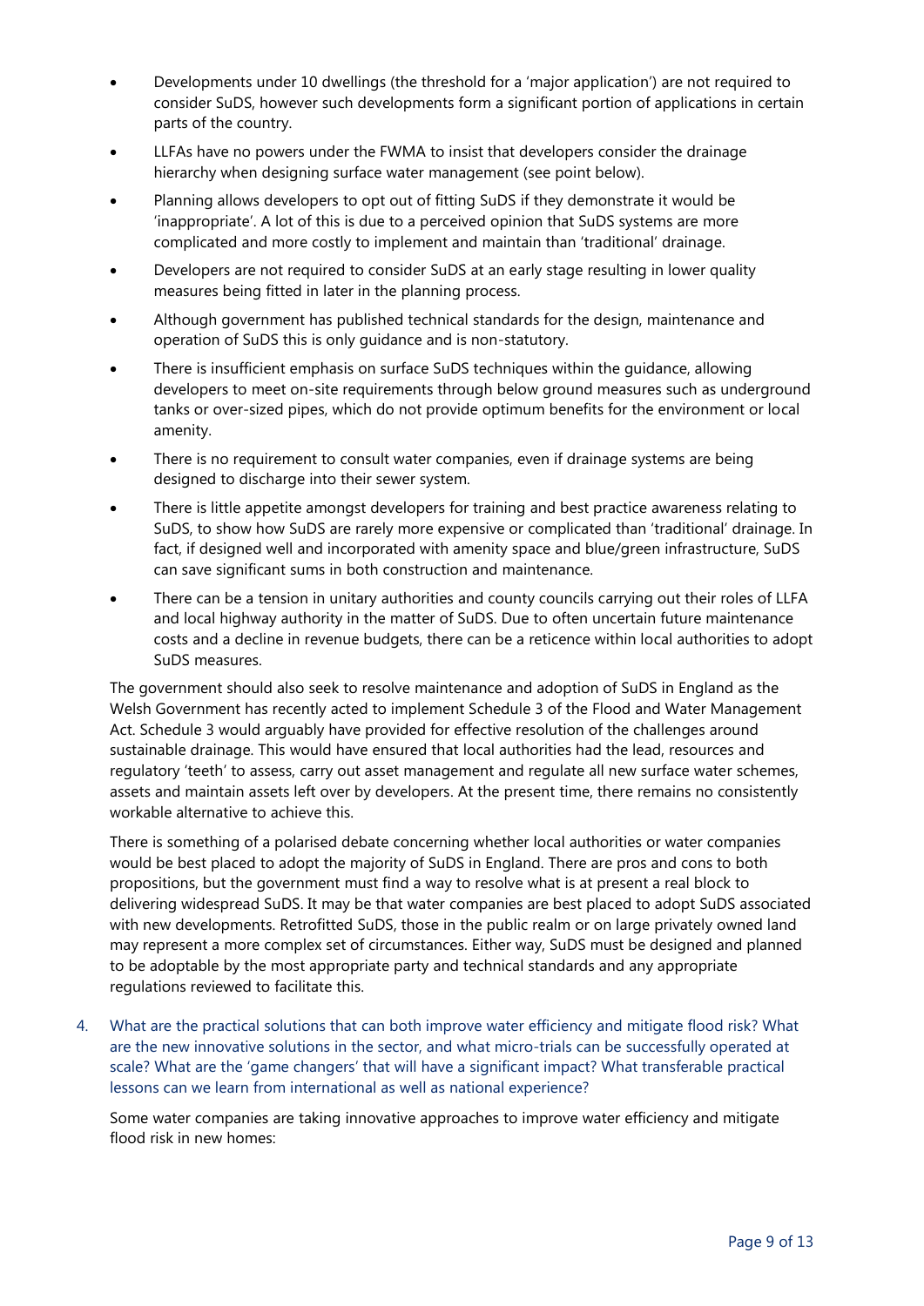- Developments under 10 dwellings (the threshold for a 'major application') are not required to consider SuDS, however such developments form a significant portion of applications in certain parts of the country.
- LLFAs have no powers under the FWMA to insist that developers consider the drainage hierarchy when designing surface water management (see point below).
- Planning allows developers to opt out of fitting SuDS if they demonstrate it would be 'inappropriate'. A lot of this is due to a perceived opinion that SuDS systems are more complicated and more costly to implement and maintain than 'traditional' drainage.
- Developers are not required to consider SuDS at an early stage resulting in lower quality measures being fitted in later in the planning process.
- Although government has published technical standards for the design, maintenance and operation of SuDS this is only guidance and is non-statutory.
- There is insufficient emphasis on surface SuDS techniques within the guidance, allowing developers to meet on-site requirements through below ground measures such as underground tanks or over-sized pipes, which do not provide optimum benefits for the environment or local amenity.
- There is no requirement to consult water companies, even if drainage systems are being designed to discharge into their sewer system.
- There is little appetite amongst developers for training and best practice awareness relating to SuDS, to show how SuDS are rarely more expensive or complicated than 'traditional' drainage. In fact, if designed well and incorporated with amenity space and blue/green infrastructure, SuDS can save significant sums in both construction and maintenance.
- There can be a tension in unitary authorities and county councils carrying out their roles of LLFA and local highway authority in the matter of SuDS. Due to often uncertain future maintenance costs and a decline in revenue budgets, there can be a reticence within local authorities to adopt SuDS measures.

The government should also seek to resolve maintenance and adoption of SuDS in England as the Welsh Government has recently acted to implement Schedule 3 of the Flood and Water Management Act. Schedule 3 would arguably have provided for effective resolution of the challenges around sustainable drainage. This would have ensured that local authorities had the lead, resources and regulatory 'teeth' to assess, carry out asset management and regulate all new surface water schemes, assets and maintain assets left over by developers. At the present time, there remains no consistently workable alternative to achieve this.

There is something of a polarised debate concerning whether local authorities or water companies would be best placed to adopt the majority of SuDS in England. There are pros and cons to both propositions, but the government must find a way to resolve what is at present a real block to delivering widespread SuDS. It may be that water companies are best placed to adopt SuDS associated with new developments. Retrofitted SuDS, those in the public realm or on large privately owned land may represent a more complex set of circumstances. Either way, SuDS must be designed and planned to be adoptable by the most appropriate party and technical standards and any appropriate regulations reviewed to facilitate this.

4. What are the practical solutions that can both improve water efficiency and mitigate flood risk? What are the new innovative solutions in the sector, and what micro-trials can be successfully operated at scale? What are the 'game changers' that will have a significant impact? What transferable practical lessons can we learn from international as well as national experience?

Some water companies are taking innovative approaches to improve water efficiency and mitigate flood risk in new homes: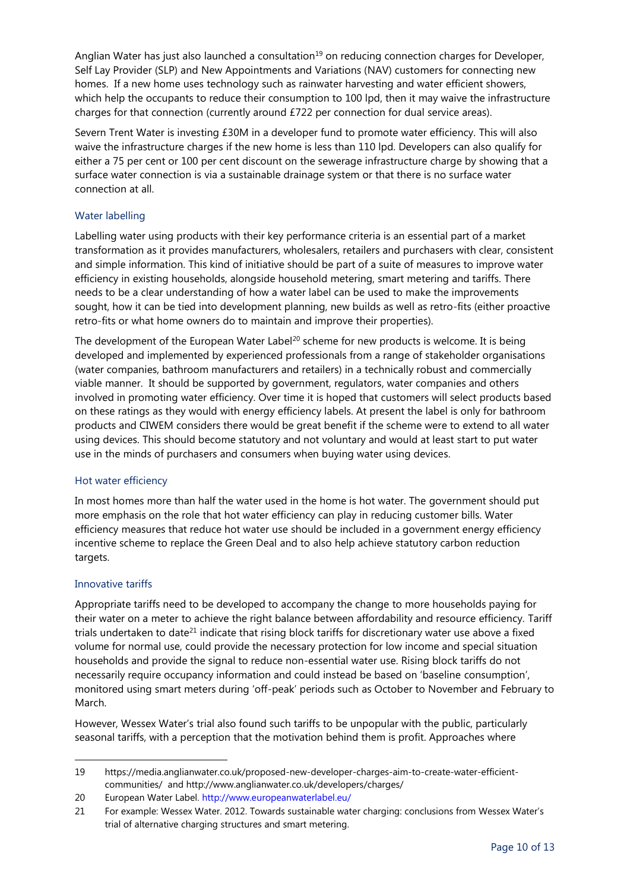Anglian Water has just also launched a consultation[19] on reducing connection charges for Developer, Self Lay Provider (SLP) and New Appointments and Variations (NAV) customers for connecting new homes. If a new home uses technology such as rainwater harvesting and water efficient showers, which help the occupants to reduce their consumption to 100 lpd, then it may waive the infrastructure charges for that connection (currently around £722 per connection for dual service areas).

Severn Trent Water is investing £30M in a developer fund to promote water efficiency. This will also waive the infrastructure charges if the new home is less than 110 lpd. Developers can also qualify for either a 75 per cent or 100 per cent discount on the sewerage infrastructure charge by showing that a surface water connection is via a sustainable drainage system or that there is no surface water connection at all.

### Water labelling

Labelling water using products with their key performance criteria is an essential part of a market transformation as it provides manufacturers, wholesalers, retailers and purchasers with clear, consistent and simple information. This kind of initiative should be part of a suite of measures to improve water efficiency in existing households, alongside household metering, smart metering and tariffs. There needs to be a clear understanding of how a water label can be used to make the improvements sought, how it can be tied into development planning, new builds as well as retro-fits (either proactive retro-fits or what home owners do to maintain and improve their properties).

The development of the European Water Label[20] scheme for new products is welcome. It is being developed and implemented by experienced professionals from a range of stakeholder organisations (water companies, bathroom manufacturers and retailers) in a technically robust and commercially viable manner. It should be supported by government, regulators, water companies and others involved in promoting water efficiency. Over time it is hoped that customers will select products based on these ratings as they would with energy efficiency labels. At present the label is only for bathroom products and CIWEM considers there would be great benefit if the scheme were to extend to all water using devices. This should become statutory and not voluntary and would at least start to put water use in the minds of purchasers and consumers when buying water using devices.

### Hot water efficiency

In most homes more than half the water used in the home is hot water. The government should put more emphasis on the role that hot water efficiency can play in reducing customer bills. Water efficiency measures that reduce hot water use should be included in a government energy efficiency incentive scheme to replace the Green Deal and to also help achieve statutory carbon reduction targets.

### Innovative tariffs

Appropriate tariffs need to be developed to accompany the change to more households paying for their water on a meter to achieve the right balance between affordability and resource efficiency. Tariff trials undertaken to date[21] indicate that rising block tariffs for discretionary water use above a fixed volume for normal use, could provide the necessary protection for low income and special situation households and provide the signal to reduce non-essential water use. Rising block tariffs do not necessarily require occupancy information and could instead be based on 'baseline consumption', monitored using smart meters during 'off-peak' periods such as October to November and February to March.

However, Wessex Water's trial also found such tariffs to be unpopular with the public, particularly seasonal tariffs, with a perception that the motivation behind them is profit. Approaches where

---

19 https://media.anglianwater.co.uk/proposed-new-developer-charges-aim-to-create-water-efficient-communities/ and http://www.anglianwater.co.uk/developers/charges/

20 European Water Label. http://www.europeanwaterlabel.eu/

21 For example: Wessex Water. 2012. Towards sustainable water charging: conclusions from Wessex Water's trial of alternative charging structures and smart metering.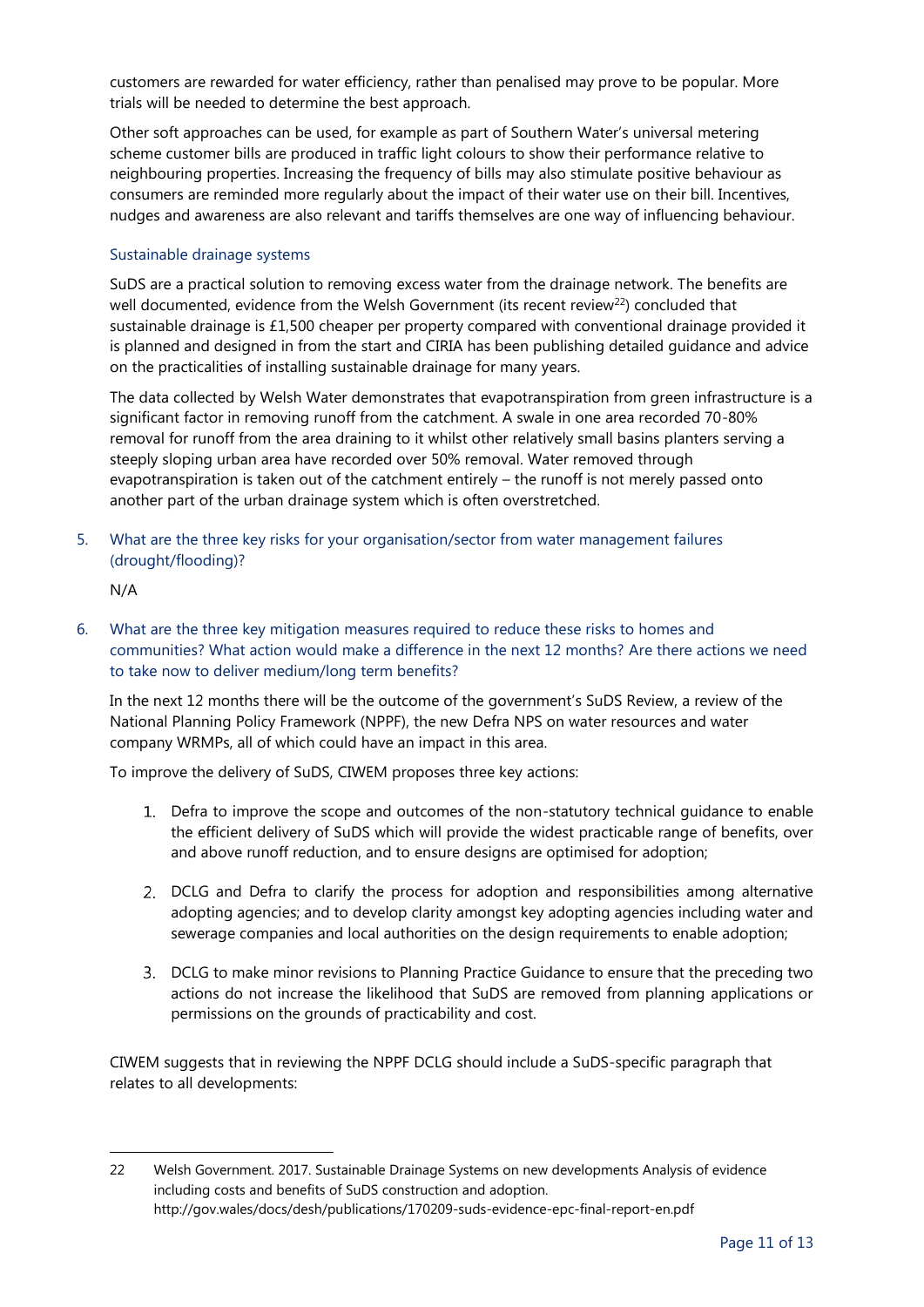customers are rewarded for water efficiency, rather than penalised may prove to be popular. More trials will be needed to determine the best approach.

Other soft approaches can be used, for example as part of Southern Water's universal metering scheme customer bills are produced in traffic light colours to show their performance relative to neighbouring properties. Increasing the frequency of bills may also stimulate positive behaviour as consumers are reminded more regularly about the impact of their water use on their bill. Incentives, nudges and awareness are also relevant and tariffs themselves are one way of influencing behaviour.

### Sustainable drainage systems

SuDS are a practical solution to removing excess water from the drainage network. The benefits are well documented, evidence from the Welsh Government (its recent review[22]) concluded that sustainable drainage is £1,500 cheaper per property compared with conventional drainage provided it is planned and designed in from the start and CIRIA has been publishing detailed guidance and advice on the practicalities of installing sustainable drainage for many years.

The data collected by Welsh Water demonstrates that evapotranspiration from green infrastructure is a significant factor in removing runoff from the catchment. A swale in one area recorded 70-80% removal for runoff from the area draining to it whilst other relatively small basins planters serving a steeply sloping urban area have recorded over 50% removal. Water removed through evapotranspiration is taken out of the catchment entirely – the runoff is not merely passed onto another part of the urban drainage system which is often overstretched.

5. What are the three key risks for your organisation/sector from water management failures (drought/flooding)?

   N/A

6. What are the three key mitigation measures required to reduce these risks to homes and communities? What action would make a difference in the next 12 months? Are there actions we need to take now to deliver medium/long term benefits?

   In the next 12 months there will be the outcome of the government's SuDS Review, a review of the National Planning Policy Framework (NPPF), the new Defra NPS on water resources and water company WRMPs, all of which could have an impact in this area.

   To improve the delivery of SuDS, CIWEM proposes three key actions:

   1. Defra to improve the scope and outcomes of the non-statutory technical guidance to enable the efficient delivery of SuDS which will provide the widest practicable range of benefits, over and above runoff reduction, and to ensure designs are optimised for adoption;

   2. DCLG and Defra to clarify the process for adoption and responsibilities among alternative adopting agencies; and to develop clarity amongst key adopting agencies including water and sewerage companies and local authorities on the design requirements to enable adoption;

   3. DCLG to make minor revisions to Planning Practice Guidance to ensure that the preceding two actions do not increase the likelihood that SuDS are removed from planning applications or permissions on the grounds of practicability and cost.

   CIWEM suggests that in reviewing the NPPF DCLG should include a SuDS-specific paragraph that relates to all developments:

---

22 Welsh Government. 2017. Sustainable Drainage Systems on new developments Analysis of evidence including costs and benefits of SuDS construction and adoption. http://gov.wales/docs/desh/publications/170209-suds-evidence-epc-final-report-en.pdf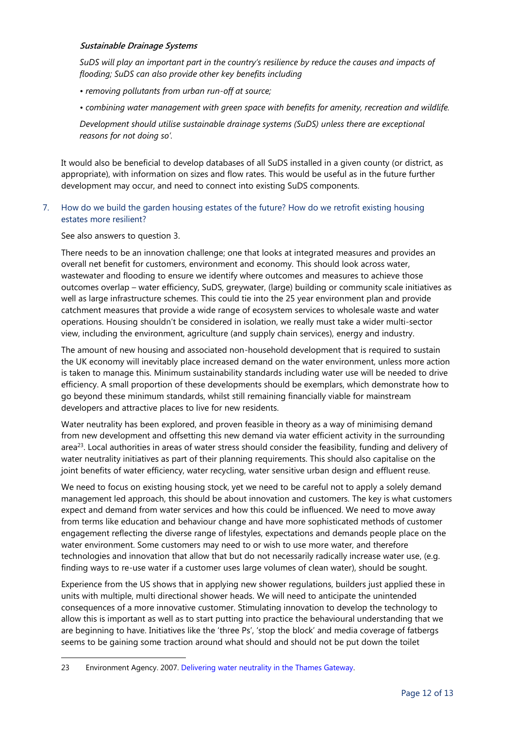***Sustainable Drainage Systems***

*SuDS will play an important part in the country's resilience by reduce the causes and impacts of flooding; SuDS can also provide other key benefits including*

- *removing pollutants from urban run-off at source;*
- *combining water management with green space with benefits for amenity, recreation and wildlife.*

*Development should utilise sustainable drainage systems (SuDS) unless there are exceptional reasons for not doing so'.*

It would also be beneficial to develop databases of all SuDS installed in a given county (or district, as appropriate), with information on sizes and flow rates. This would be useful as in the future further development may occur, and need to connect into existing SuDS components.

7. How do we build the garden housing estates of the future? How do we retrofit existing housing estates more resilient?

See also answers to question 3.

There needs to be an innovation challenge; one that looks at integrated measures and provides an overall net benefit for customers, environment and economy. This should look across water, wastewater and flooding to ensure we identify where outcomes and measures to achieve those outcomes overlap – water efficiency, SuDS, greywater, (large) building or community scale initiatives as well as large infrastructure schemes. This could tie into the 25 year environment plan and provide catchment measures that provide a wide range of ecosystem services to wholesale waste and water operations. Housing shouldn't be considered in isolation, we really must take a wider multi-sector view, including the environment, agriculture (and supply chain services), energy and industry.

The amount of new housing and associated non-household development that is required to sustain the UK economy will inevitably place increased demand on the water environment, unless more action is taken to manage this. Minimum sustainability standards including water use will be needed to drive efficiency. A small proportion of these developments should be exemplars, which demonstrate how to go beyond these minimum standards, whilst still remaining financially viable for mainstream developers and attractive places to live for new residents.

Water neutrality has been explored, and proven feasible in theory as a way of minimising demand from new development and offsetting this new demand via water efficient activity in the surrounding area[23]. Local authorities in areas of water stress should consider the feasibility, funding and delivery of water neutrality initiatives as part of their planning requirements. This should also capitalise on the joint benefits of water efficiency, water recycling, water sensitive urban design and effluent reuse.

We need to focus on existing housing stock, yet we need to be careful not to apply a solely demand management led approach, this should be about innovation and customers. The key is what customers expect and demand from water services and how this could be influenced. We need to move away from terms like education and behaviour change and have more sophisticated methods of customer engagement reflecting the diverse range of lifestyles, expectations and demands people place on the water environment. Some customers may need to or wish to use more water, and therefore technologies and innovation that allow that but do not necessarily radically increase water use, (e.g. finding ways to re-use water if a customer uses large volumes of clean water), should be sought.

Experience from the US shows that in applying new shower regulations, builders just applied these in units with multiple, multi directional shower heads. We will need to anticipate the unintended consequences of a more innovative customer. Stimulating innovation to develop the technology to allow this is important as well as to start putting into practice the behavioural understanding that we are beginning to have. Initiatives like the 'three Ps', 'stop the block' and media coverage of fatbergs seems to be gaining some traction around what should and should not be put down the toilet

23 Environment Agency. 2007. Delivering water neutrality in the Thames Gateway.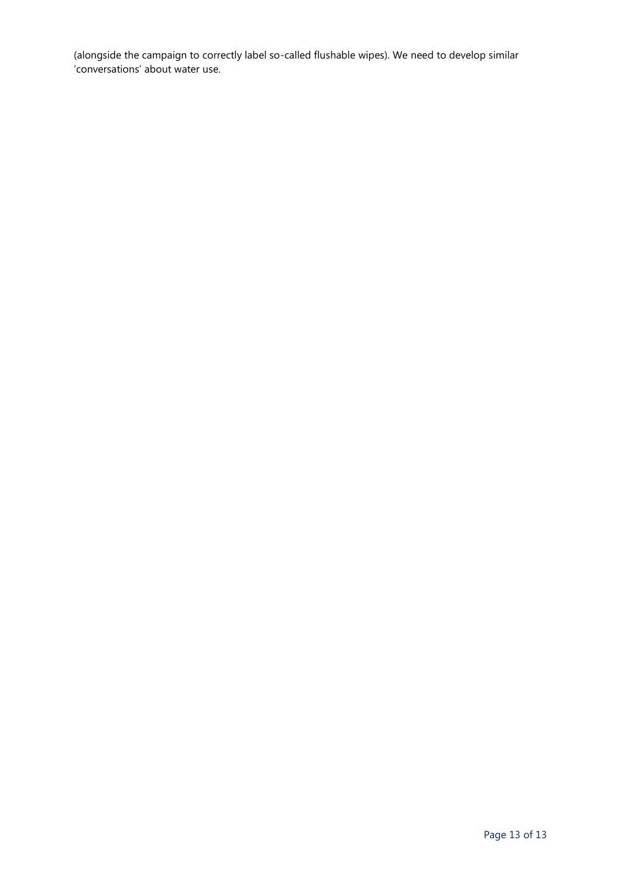(alongside the campaign to correctly label so-called flushable wipes). We need to develop similar 'conversations' about water use.